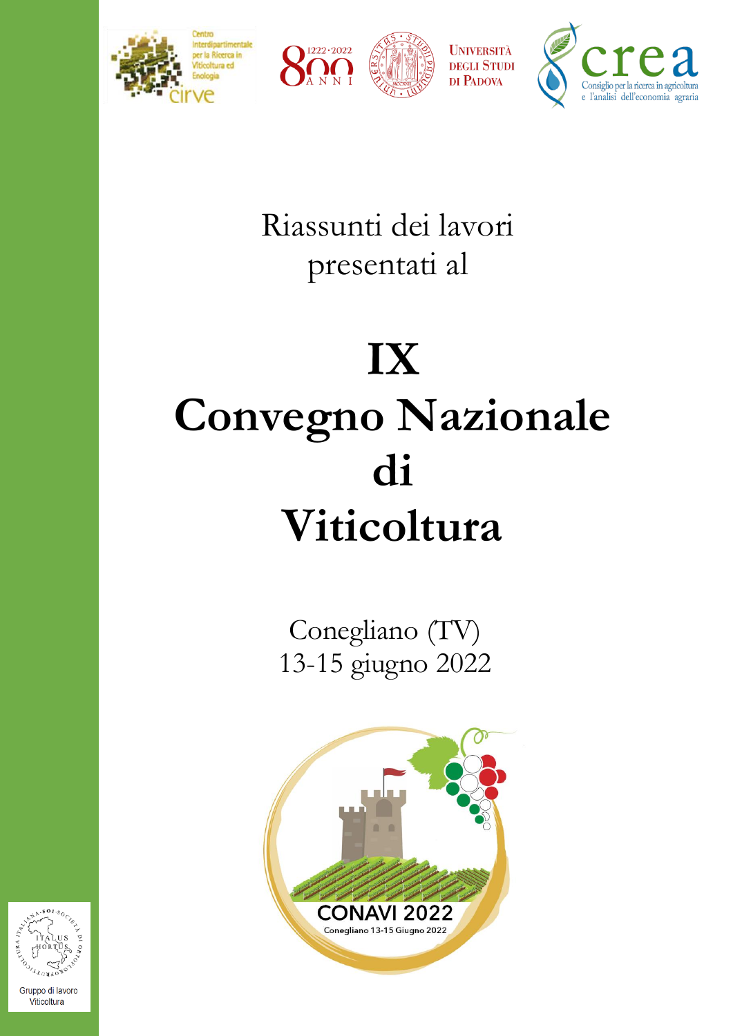Riassunti dei lavori presentati al

# IX Convegno Nazionale di Viticoltura

Conegliano (TV)
13-15 giugno 2022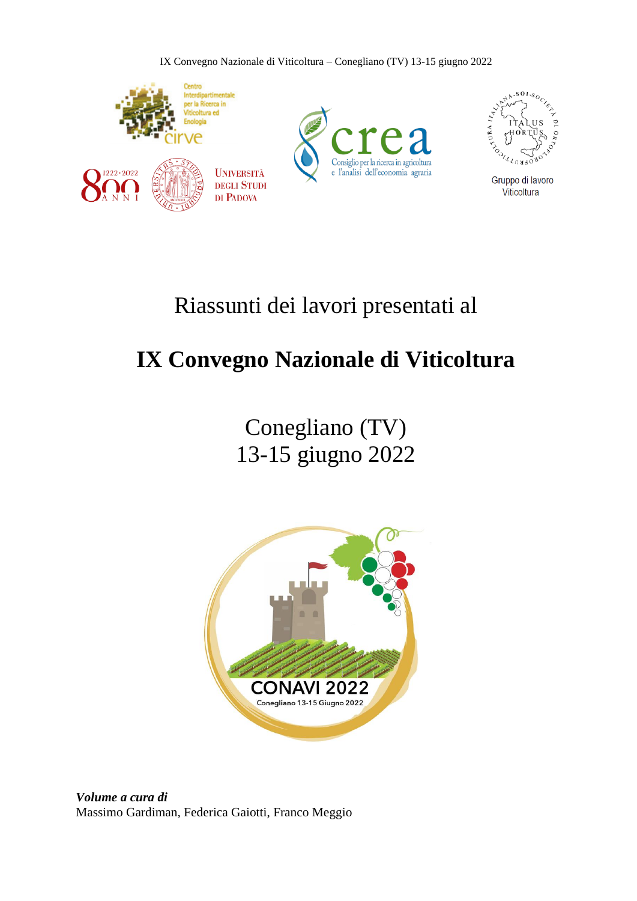Riassunti dei lavori presentati al

# IX Convegno Nazionale di Viticoltura

Conegliano (TV)
13-15 giugno 2022

***Volume a cura di***
Massimo Gardiman, Federica Gaiotti, Franco Meggio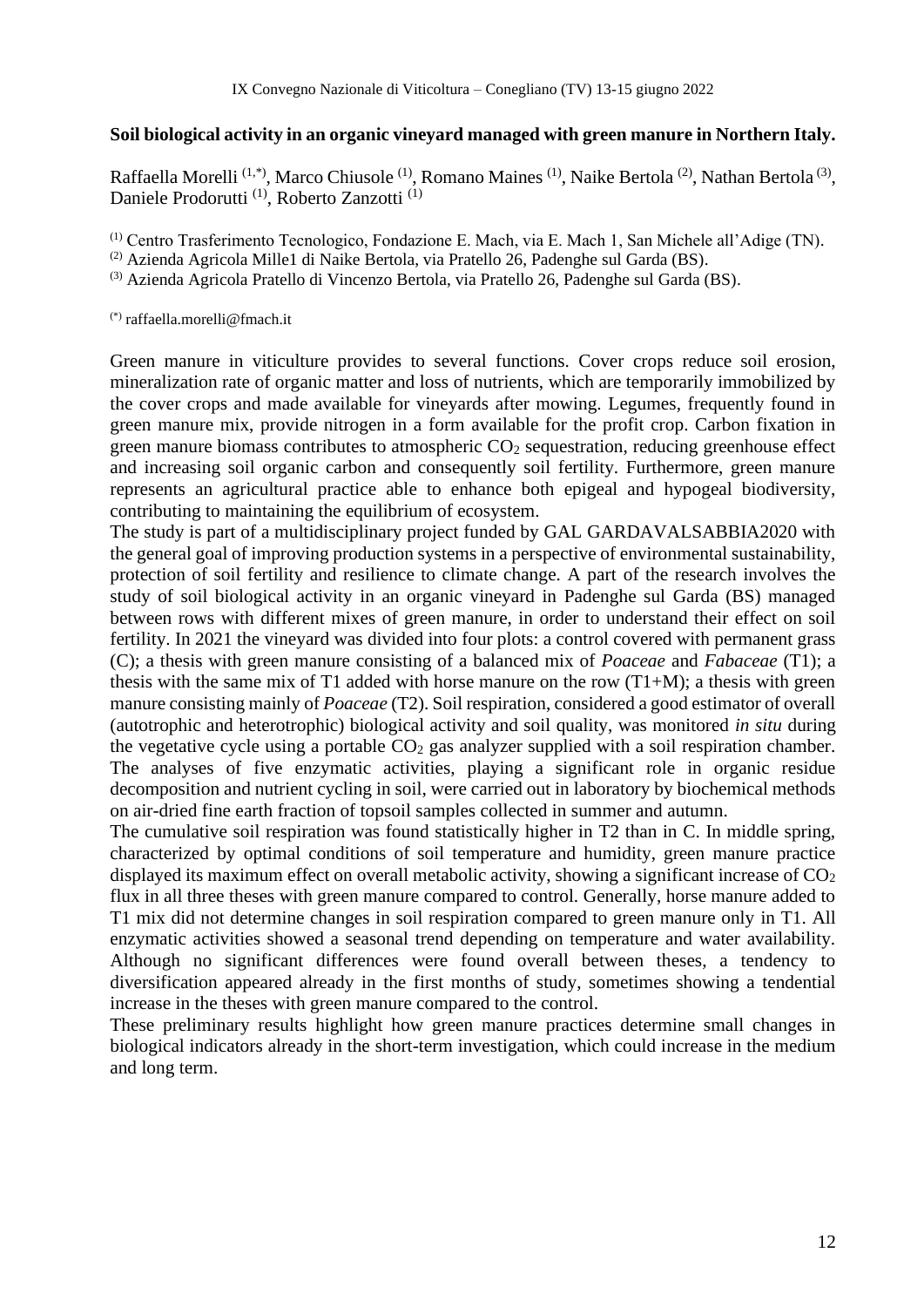### Soil biological activity in an organic vineyard managed with green manure in Northern Italy.

Raffaella Morelli [1,*], Marco Chiusole [1], Romano Maines [1], Naike Bertola [2], Nathan Bertola [3], Daniele Prodorutti [1], Roberto Zanzotti [1]

[1] Centro Trasferimento Tecnologico, Fondazione E. Mach, via E. Mach 1, San Michele all'Adige (TN).
[2] Azienda Agricola Mille1 di Naike Bertola, via Pratello 26, Padenghe sul Garda (BS).
[3] Azienda Agricola Pratello di Vincenzo Bertola, via Pratello 26, Padenghe sul Garda (BS).

[*] raffaella.morelli@fmach.it

Green manure in viticulture provides to several functions. Cover crops reduce soil erosion, mineralization rate of organic matter and loss of nutrients, which are temporarily immobilized by the cover crops and made available for vineyards after mowing. Legumes, frequently found in green manure mix, provide nitrogen in a form available for the profit crop. Carbon fixation in green manure biomass contributes to atmospheric $CO_2$ sequestration, reducing greenhouse effect and increasing soil organic carbon and consequently soil fertility. Furthermore, green manure represents an agricultural practice able to enhance both epigeal and hypogeal biodiversity, contributing to maintaining the equilibrium of ecosystem.

The study is part of a multidisciplinary project funded by GAL GARDAVALSABBIA2020 with the general goal of improving production systems in a perspective of environmental sustainability, protection of soil fertility and resilience to climate change. A part of the research involves the study of soil biological activity in an organic vineyard in Padenghe sul Garda (BS) managed between rows with different mixes of green manure, in order to understand their effect on soil fertility. In 2021 the vineyard was divided into four plots: a control covered with permanent grass (C); a thesis with green manure consisting of a balanced mix of *Poaceae* and *Fabaceae* (T1); a thesis with the same mix of T1 added with horse manure on the row (T1+M); a thesis with green manure consisting mainly of *Poaceae* (T2). Soil respiration, considered a good estimator of overall (autotrophic and heterotrophic) biological activity and soil quality, was monitored *in situ* during the vegetative cycle using a portable $CO_2$ gas analyzer supplied with a soil respiration chamber. The analyses of five enzymatic activities, playing a significant role in organic residue decomposition and nutrient cycling in soil, were carried out in laboratory by biochemical methods on air-dried fine earth fraction of topsoil samples collected in summer and autumn.

The cumulative soil respiration was found statistically higher in T2 than in C. In middle spring, characterized by optimal conditions of soil temperature and humidity, green manure practice displayed its maximum effect on overall metabolic activity, showing a significant increase of $CO_2$ flux in all three theses with green manure compared to control. Generally, horse manure added to T1 mix did not determine changes in soil respiration compared to green manure only in T1. All enzymatic activities showed a seasonal trend depending on temperature and water availability. Although no significant differences were found overall between theses, a tendency to diversification appeared already in the first months of study, sometimes showing a tendential increase in the theses with green manure compared to the control.

These preliminary results highlight how green manure practices determine small changes in biological indicators already in the short-term investigation, which could increase in the medium and long term.